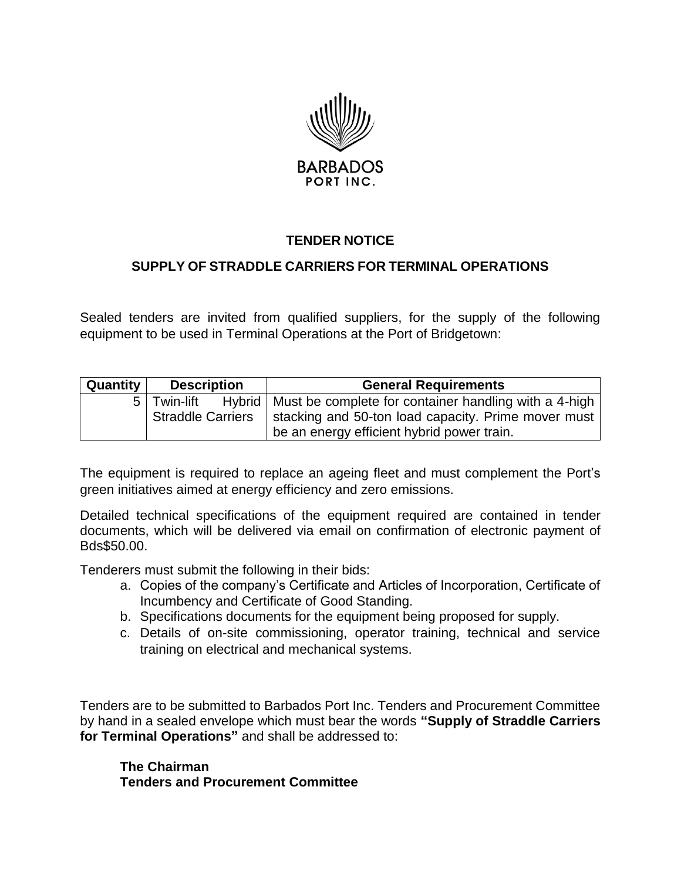BARBADOS
PORT INC.

## TENDER NOTICE

## SUPPLY OF STRADDLE CARRIERS FOR TERMINAL OPERATIONS

Sealed tenders are invited from qualified suppliers, for the supply of the following equipment to be used in Terminal Operations at the Port of Bridgetown:

| Quantity | Description | General Requirements |
|---|---|---|
| 5 | Twin-lift Hybrid Straddle Carriers | Must be complete for container handling with a 4-high stacking and 50-ton load capacity. Prime mover must be an energy efficient hybrid power train. |

The equipment is required to replace an ageing fleet and must complement the Port's green initiatives aimed at energy efficiency and zero emissions.

Detailed technical specifications of the equipment required are contained in tender documents, which will be delivered via email on confirmation of electronic payment of Bds$50.00.

Tenderers must submit the following in their bids:

a. Copies of the company's Certificate and Articles of Incorporation, Certificate of Incumbency and Certificate of Good Standing.
b. Specifications documents for the equipment being proposed for supply.
c. Details of on-site commissioning, operator training, technical and service training on electrical and mechanical systems.

Tenders are to be submitted to Barbados Port Inc. Tenders and Procurement Committee by hand in a sealed envelope which must bear the words **"Supply of Straddle Carriers for Terminal Operations"** and shall be addressed to:

**The Chairman**
**Tenders and Procurement Committee**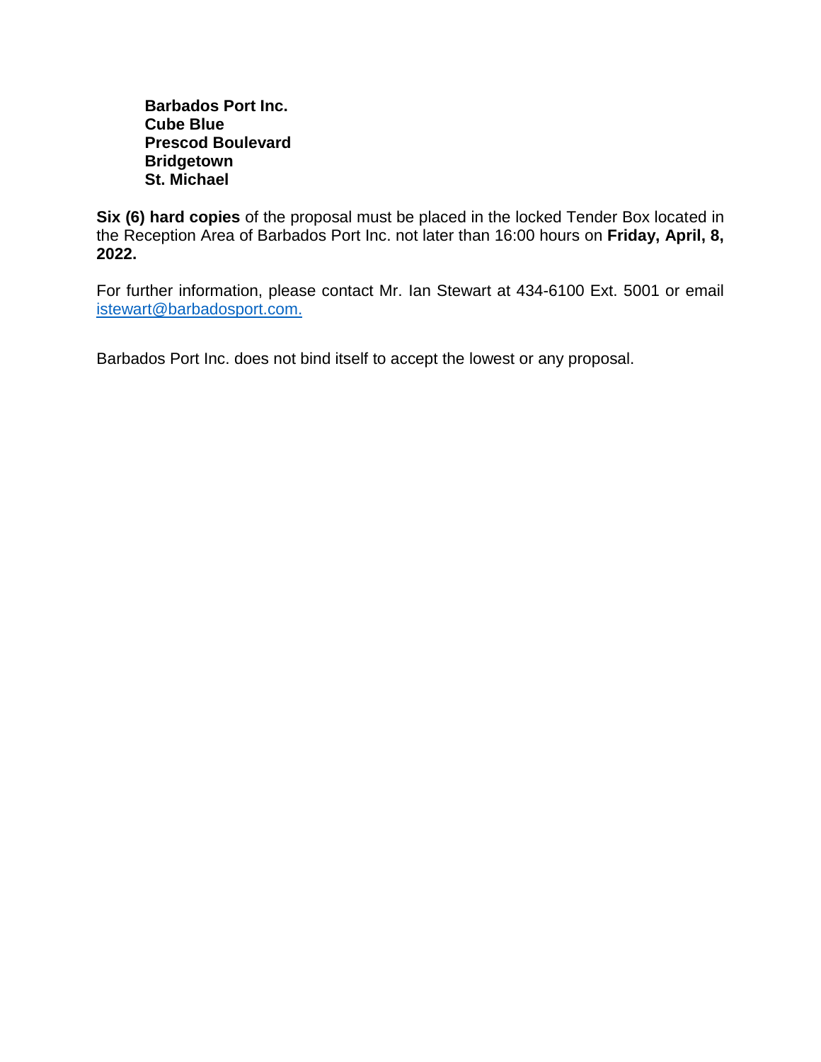**Barbados Port Inc.**
**Cube Blue**
**Prescod Boulevard**
**Bridgetown**
**St. Michael**

**Six (6) hard copies** of the proposal must be placed in the locked Tender Box located in the Reception Area of Barbados Port Inc. not later than 16:00 hours on **Friday, April, 8, 2022.**

For further information, please contact Mr. Ian Stewart at 434-6100 Ext. 5001 or email istewart@barbadosport.com.

Barbados Port Inc. does not bind itself to accept the lowest or any proposal.